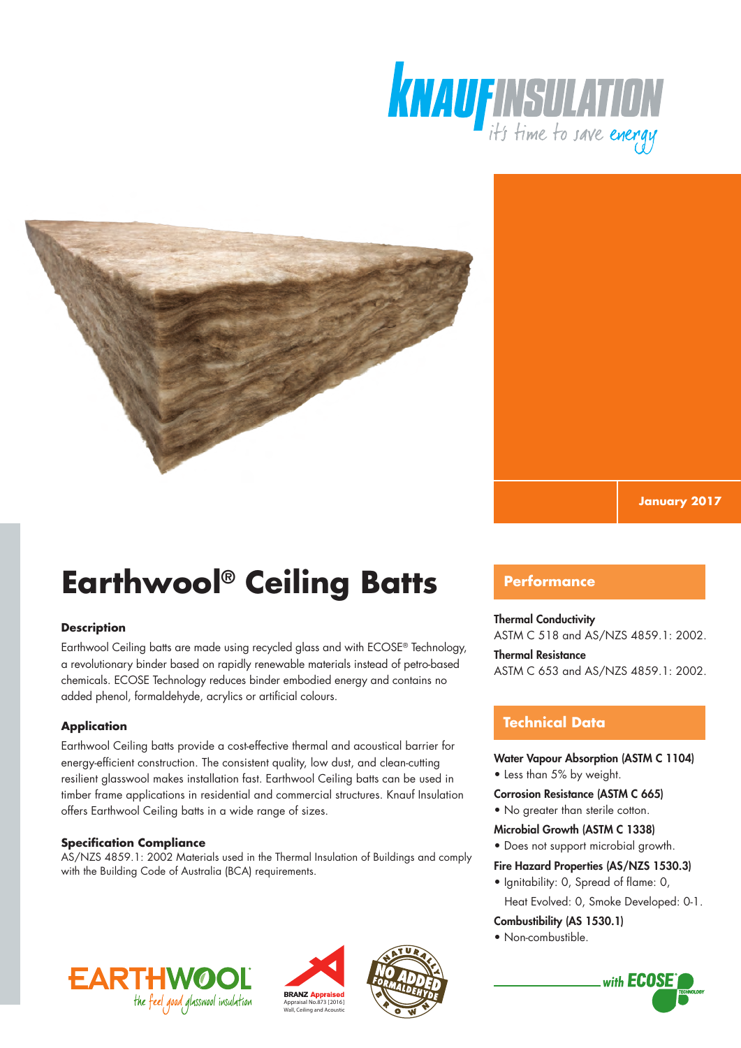January 2017

# Earthwool® Ceiling Batts

### Description

Earthwool Ceiling batts are made using recycled glass and with ECOSE® Technology, a revolutionary binder based on rapidly renewable materials instead of petro-based chemicals. ECOSE Technology reduces binder embodied energy and contains no added phenol, formaldehyde, acrylics or artificial colours.

### Application

Earthwool Ceiling batts provide a cost-effective thermal and acoustical barrier for energy-efficient construction. The consistent quality, low dust, and clean-cutting resilient glasswool makes installation fast. Earthwool Ceiling batts can be used in timber frame applications in residential and commercial structures. Knauf Insulation offers Earthwool Ceiling batts in a wide range of sizes.

### Specification Compliance

AS/NZS 4859.1: 2002 Materials used in the Thermal Insulation of Buildings and comply with the Building Code of Australia (BCA) requirements.

## Performance

**Thermal Conductivity**
ASTM C 518 and AS/NZS 4859.1: 2002.

**Thermal Resistance**
ASTM C 653 and AS/NZS 4859.1: 2002.

## Technical Data

**Water Vapour Absorption (ASTM C 1104)**
- Less than 5% by weight.

**Corrosion Resistance (ASTM C 665)**
- No greater than sterile cotton.

**Microbial Growth (ASTM C 1338)**
- Does not support microbial growth.

**Fire Hazard Properties (AS/NZS 1530.3)**
- Ignitability: 0, Spread of flame: 0, Heat Evolved: 0, Smoke Developed: 0-1.

**Combustibility (AS 1530.1)**
- Non-combustible.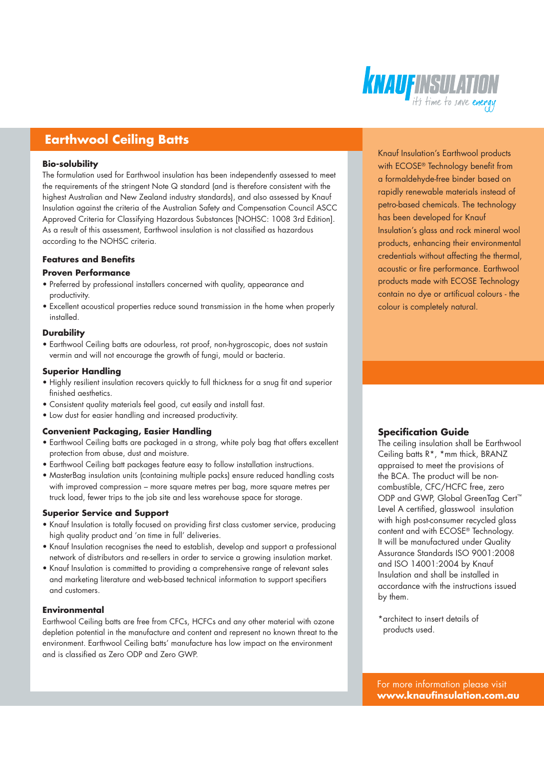## Earthwood Ceiling Batts

### Bio-solubility

The formulation used for Earthwool insulation has been independently assessed to meet the requirements of the stringent Note Q standard (and is therefore consistent with the highest Australian and New Zealand industry standards), and also assessed by Knauf Insulation against the criteria of the Australian Safety and Compensation Council ASCC Approved Criteria for Classifying Hazardous Substances [NOHSC: 1008 3rd Edition]. As a result of this assessment, Earthwool insulation is not classified as hazardous according to the NOHSC criteria.

### Features and Benefits

#### Proven Performance

- Preferred by professional installers concerned with quality, appearance and productivity.
- Excellent acoustical properties reduce sound transmission in the home when properly installed.

#### Durability

- Earthwool Ceiling batts are odourless, rot proof, non-hygroscopic, does not sustain vermin and will not encourage the growth of fungi, mould or bacteria.

#### Superior Handling

- Highly resilient insulation recovers quickly to full thickness for a snug fit and superior finished aesthetics.
- Consistent quality materials feel good, cut easily and install fast.
- Low dust for easier handling and increased productivity.

#### Convenient Packaging, Easier Handling

- Earthwool Ceiling batts are packaged in a strong, white poly bag that offers excellent protection from abuse, dust and moisture.
- Earthwool Ceiling batt packages feature easy to follow installation instructions.
- MasterBag insulation units (containing multiple packs) ensure reduced handling costs with improved compression – more square metres per bag, more square metres per truck load, fewer trips to the job site and less warehouse space for storage.

#### Superior Service and Support

- Knauf Insulation is totally focused on providing first class customer service, producing high quality product and 'on time in full' deliveries.
- Knauf Insulation recognises the need to establish, develop and support a professional network of distributors and re-sellers in order to service a growing insulation market.
- Knauf Insulation is committed to providing a comprehensive range of relevant sales and marketing literature and web-based technical information to support specifiers and customers.

### Environmental

Earthwool Ceiling batts are free from CFCs, HCFCs and any other material with ozone depletion potential in the manufacture and content and represent no known threat to the environment. Earthwool Ceiling batts' manufacture has low impact on the environment and is classified as Zero ODP and Zero GWP.

Knauf Insulation's Earthwool products with ECOSE® Technology benefit from a formaldehyde-free binder based on rapidly renewable materials instead of petro-based chemicals. The technology has been developed for Knauf Insulation's glass and rock mineral wool products, enhancing their environmental credentials without affecting the thermal, acoustic or fire performance. Earthwool products made with ECOSE Technology contain no dye or artificual colours - the colour is completely natural.

### Specification Guide

The ceiling insulation shall be Earthwool Ceiling batts R*, *mm thick, BRANZ appraised to meet the provisions of the BCA. The product will be non-combustible, CFC/HCFC free, zero ODP and GWP, Global GreenTag Cert™ Level A certified, glasswool insulation with high post-consumer recycled glass content and with ECOSE® Technology. It will be manufactured under Quality Assurance Standards ISO 9001:2008 and ISO 14001:2004 by Knauf Insulation and shall be installed in accordance with the instructions issued by them.

*architect to insert details of products used.

For more information please visit **www.knaufinsulation.com.au**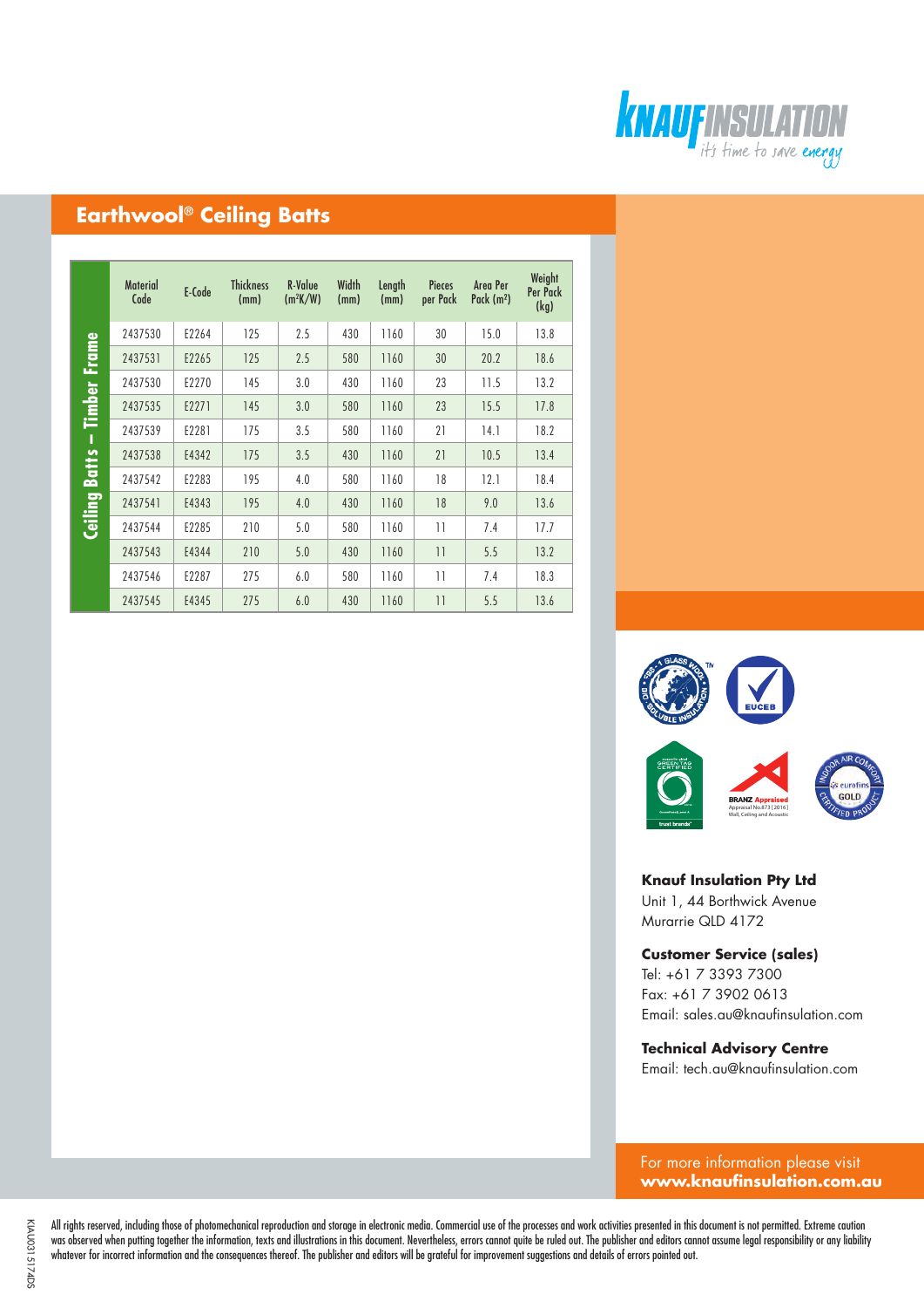## Earthwool® Ceiling Batts

| | Material Code | E-Code | Thickness (mm) | R-Value ($m^2K/W$) | Width (mm) | Length (mm) | Pieces per Pack | Area Per Pack ($m^2$) | Weight Per Pack (kg) |
|---|---|---|---|---|---|---|---|---|---|
| Ceiling Batts – Timber Frame | 2437530 | E2264 | 125 | 2.5 | 430 | 1160 | 30 | 15.0 | 13.8 |
| | 2437531 | E2265 | 125 | 2.5 | 580 | 1160 | 30 | 20.2 | 18.6 |
| | 2437530 | E2270 | 145 | 3.0 | 430 | 1160 | 23 | 11.5 | 13.2 |
| | 2437535 | E2271 | 145 | 3.0 | 580 | 1160 | 23 | 15.5 | 17.8 |
| | 2437539 | E2281 | 175 | 3.5 | 580 | 1160 | 21 | 14.1 | 18.2 |
| | 2437538 | E4342 | 175 | 3.5 | 430 | 1160 | 21 | 10.5 | 13.4 |
| | 2437542 | E2283 | 195 | 4.0 | 580 | 1160 | 18 | 12.1 | 18.4 |
| | 2437541 | E4343 | 195 | 4.0 | 430 | 1160 | 18 | 9.0 | 13.6 |
| | 2437544 | E2285 | 210 | 5.0 | 580 | 1160 | 11 | 7.4 | 17.7 |
| | 2437543 | E4344 | 210 | 5.0 | 430 | 1160 | 11 | 5.5 | 13.2 |
| | 2437546 | E2287 | 275 | 6.0 | 580 | 1160 | 11 | 7.4 | 18.3 |
| | 2437545 | E4345 | 275 | 6.0 | 430 | 1160 | 11 | 5.5 | 13.6 |

**Knauf Insulation Pty Ltd**
Unit 1, 44 Borthwick Avenue
Murarrie QLD 4172

**Customer Service (sales)**
Tel: +61 7 3393 7300
Fax: +61 7 3902 0613
Email: sales.au@knaufinsulation.com

**Technical Advisory Centre**
Email: tech.au@knaufinsulation.com

For more information please visit
**www.knaufinsulation.com.au**

All rights reserved, including those of photomechanical reproduction and storage in electronic media. Commercial use of the processes and work activities presented in this document is not permitted. Extreme caution was observed when putting together the information, texts and illustrations in this document. Nevertheless, errors cannot quite be ruled out. The publisher and editors cannot assume legal responsibility or any liability whatever for incorrect information and the consequences thereof. The publisher and editors will be grateful for improvement suggestions and details of errors pointed out.

KIAU0315174DS